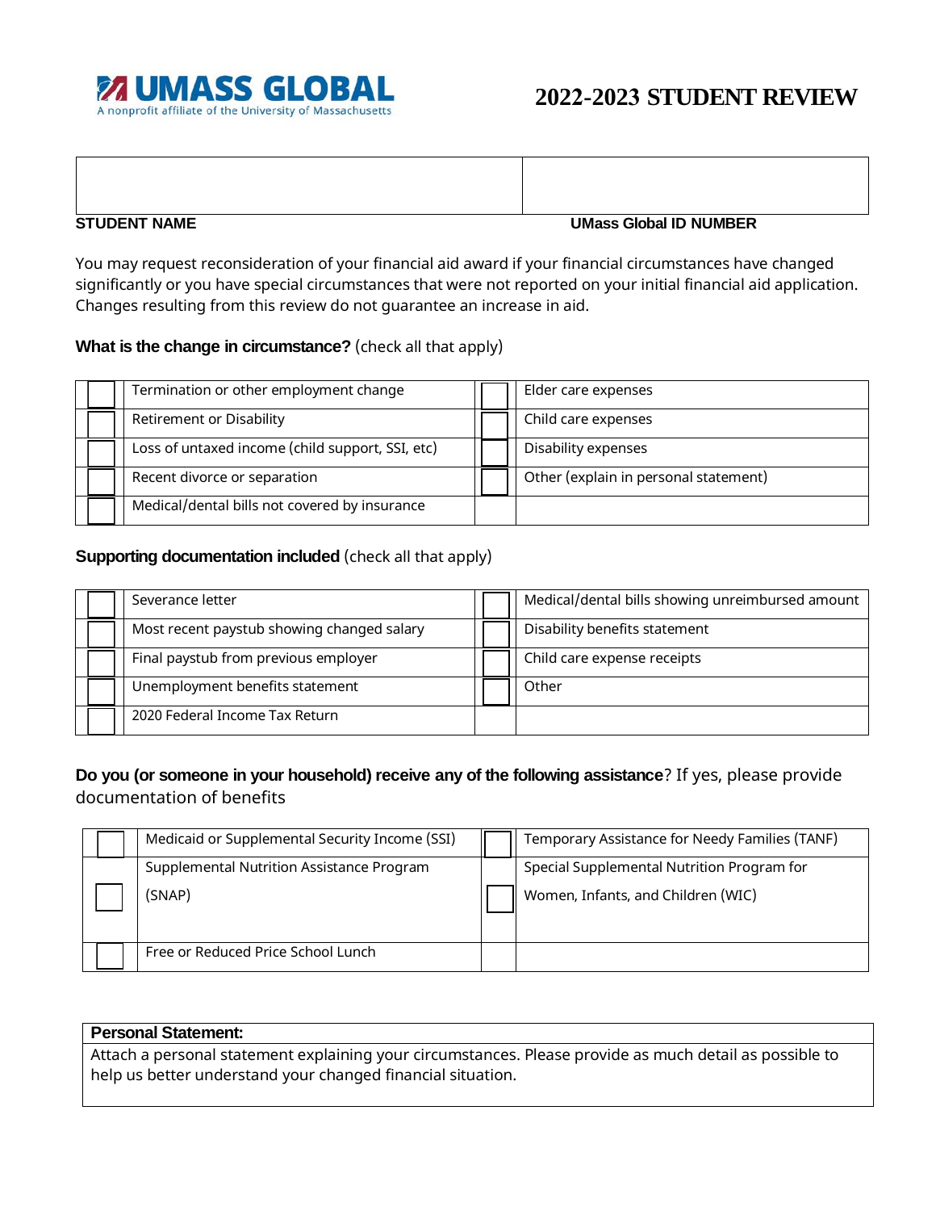# UMASS GLOBAL

A nonprofit affiliate of the University of Massachusetts

# 2022-2023 STUDENT REVIEW

| | |
|---|---|
| | |
| **STUDENT NAME** | **UMass Global ID NUMBER** |

You may request reconsideration of your financial aid award if your financial circumstances have changed significantly or you have special circumstances that were not reported on your initial financial aid application. Changes resulting from this review do not guarantee an increase in aid.

**What is the change in circumstance?** (check all that apply)

| | | | |
|---|---|---|---|
| ☐ | Termination or other employment change | ☐ | Elder care expenses |
| ☐ | Retirement or Disability | ☐ | Child care expenses |
| ☐ | Loss of untaxed income (child support, SSI, etc) | ☐ | Disability expenses |
| ☐ | Recent divorce or separation | ☐ | Other (explain in personal statement) |
| ☐ | Medical/dental bills not covered by insurance | | |

**Supporting documentation included** (check all that apply)

| | | | |
|---|---|---|---|
| ☐ | Severance letter | ☐ | Medical/dental bills showing unreimbursed amount |
| ☐ | Most recent paystub showing changed salary | ☐ | Disability benefits statement |
| ☐ | Final paystub from previous employer | ☐ | Child care expense receipts |
| ☐ | Unemployment benefits statement | ☐ | Other |
| ☐ | 2020 Federal Income Tax Return | | |

**Do you (or someone in your household) receive any of the following assistance**? If yes, please provide documentation of benefits

| | | | |
|---|---|---|---|
| ☐ | Medicaid or Supplemental Security Income (SSI) | ☐ | Temporary Assistance for Needy Families (TANF) |
| ☐ | Supplemental Nutrition Assistance Program (SNAP) | ☐ | Special Supplemental Nutrition Program for Women, Infants, and Children (WIC) |
| ☐ | Free or Reduced Price School Lunch | | |

**Personal Statement:**

Attach a personal statement explaining your circumstances. Please provide as much detail as possible to help us better understand your changed financial situation.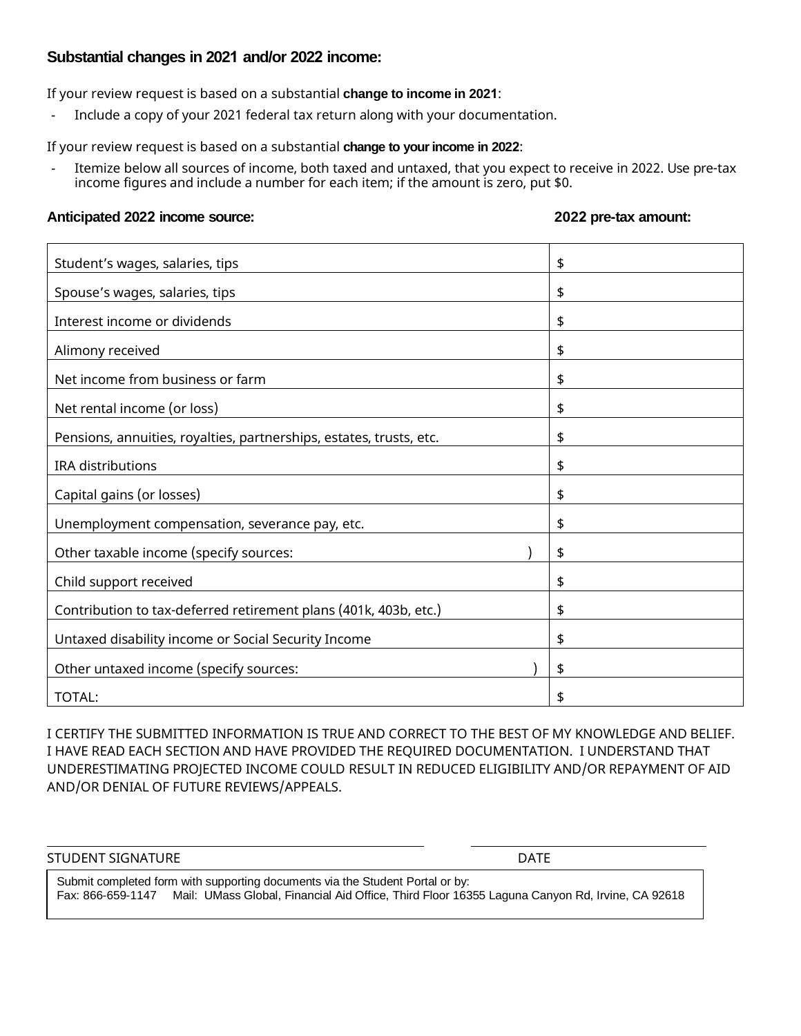## Substantial changes in 2021 and/or 2022 income:

If your review request is based on a substantial **change to income in 2021**:

- Include a copy of your 2021 federal tax return along with your documentation.

If your review request is based on a substantial **change to your income in 2022**:

- Itemize below all sources of income, both taxed and untaxed, that you expect to receive in 2022. Use pre-tax income figures and include a number for each item; if the amount is zero, put $0.

| Anticipated 2022 income source: | 2022 pre-tax amount: |
|---|---|
| Student's wages, salaries, tips | $ |
| Spouse's wages, salaries, tips | $ |
| Interest income or dividends | $ |
| Alimony received | $ |
| Net income from business or farm | $ |
| Net rental income (or loss) | $ |
| Pensions, annuities, royalties, partnerships, estates, trusts, etc. | $ |
| IRA distributions | $ |
| Capital gains (or losses) | $ |
| Unemployment compensation, severance pay, etc. | $ |
| Other taxable income (specify sources: ) | $ |
| Child support received | $ |
| Contribution to tax-deferred retirement plans (401k, 403b, etc.) | $ |
| Untaxed disability income or Social Security Income | $ |
| Other untaxed income (specify sources: ) | $ |
| TOTAL: | $ |

I CERTIFY THE SUBMITTED INFORMATION IS TRUE AND CORRECT TO THE BEST OF MY KNOWLEDGE AND BELIEF. I HAVE READ EACH SECTION AND HAVE PROVIDED THE REQUIRED DOCUMENTATION. I UNDERSTAND THAT UNDERESTIMATING PROJECTED INCOME COULD RESULT IN REDUCED ELIGIBILITY AND/OR REPAYMENT OF AID AND/OR DENIAL OF FUTURE REVIEWS/APPEALS.

STUDENT SIGNATURE ____________________ DATE ____________________

Submit completed form with supporting documents via the Student Portal or by:
Fax: 866-659-1147 Mail: UMass Global, Financial Aid Office, Third Floor 16355 Laguna Canyon Rd, Irvine, CA 92618